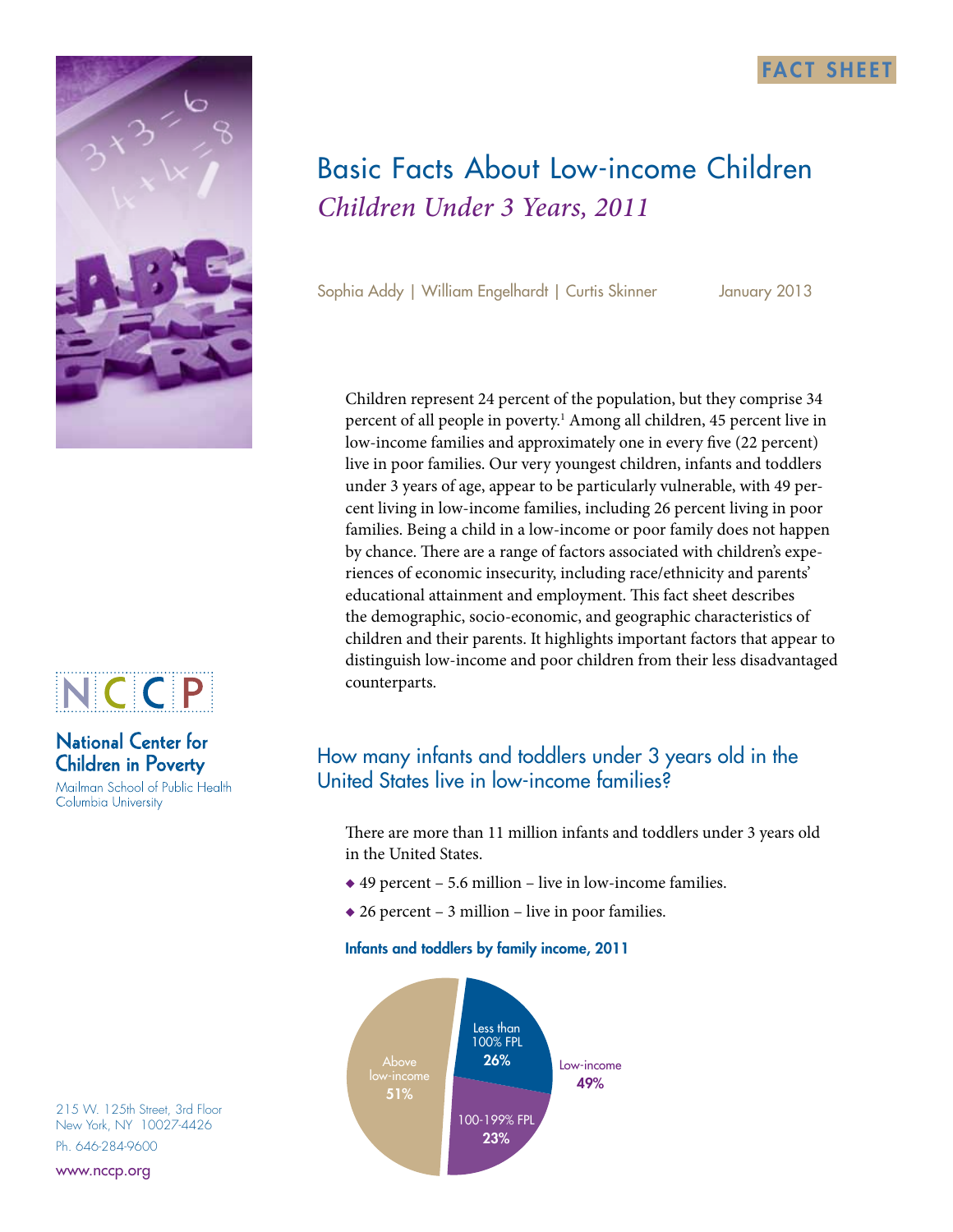FACT SHEET

# Basic Facts About Low-income Children

*Children Under 3 Years, 2011*

Sophia Addy | William Engelhardt | Curtis Skinner

January 2013

Children represent 24 percent of the population, but they comprise 34 percent of all people in poverty.[1] Among all children, 45 percent live in low-income families and approximately one in every five (22 percent) live in poor families. Our very youngest children, infants and toddlers under 3 years of age, appear to be particularly vulnerable, with 49 percent living in low-income families, including 26 percent living in poor families. Being a child in a low-income or poor family does not happen by chance. There are a range of factors associated with children's experiences of economic insecurity, including race/ethnicity and parents' educational attainment and employment. This fact sheet describes the demographic, socio-economic, and geographic characteristics of children and their parents. It highlights important factors that appear to distinguish low-income and poor children from their less disadvantaged counterparts.

## How many infants and toddlers under 3 years old in the United States live in low-income families?

There are more than 11 million infants and toddlers under 3 years old in the United States.

- 49 percent – 5.6 million – live in low-income families.
- 26 percent – 3 million – live in poor families.

**Infants and toddlers by family income, 2011**

| Category | Percent |
|---|---|
| Less than 100% FPL | 26% |
| 100-199% FPL | 23% |
| Low-income | 49% |
| Above low-income | 51% |

**National Center for Children in Poverty**
Mailman School of Public Health
Columbia University

215 W. 125th Street, 3rd Floor
New York, NY 10027-4426
Ph. 646-284-9600
www.nccp.org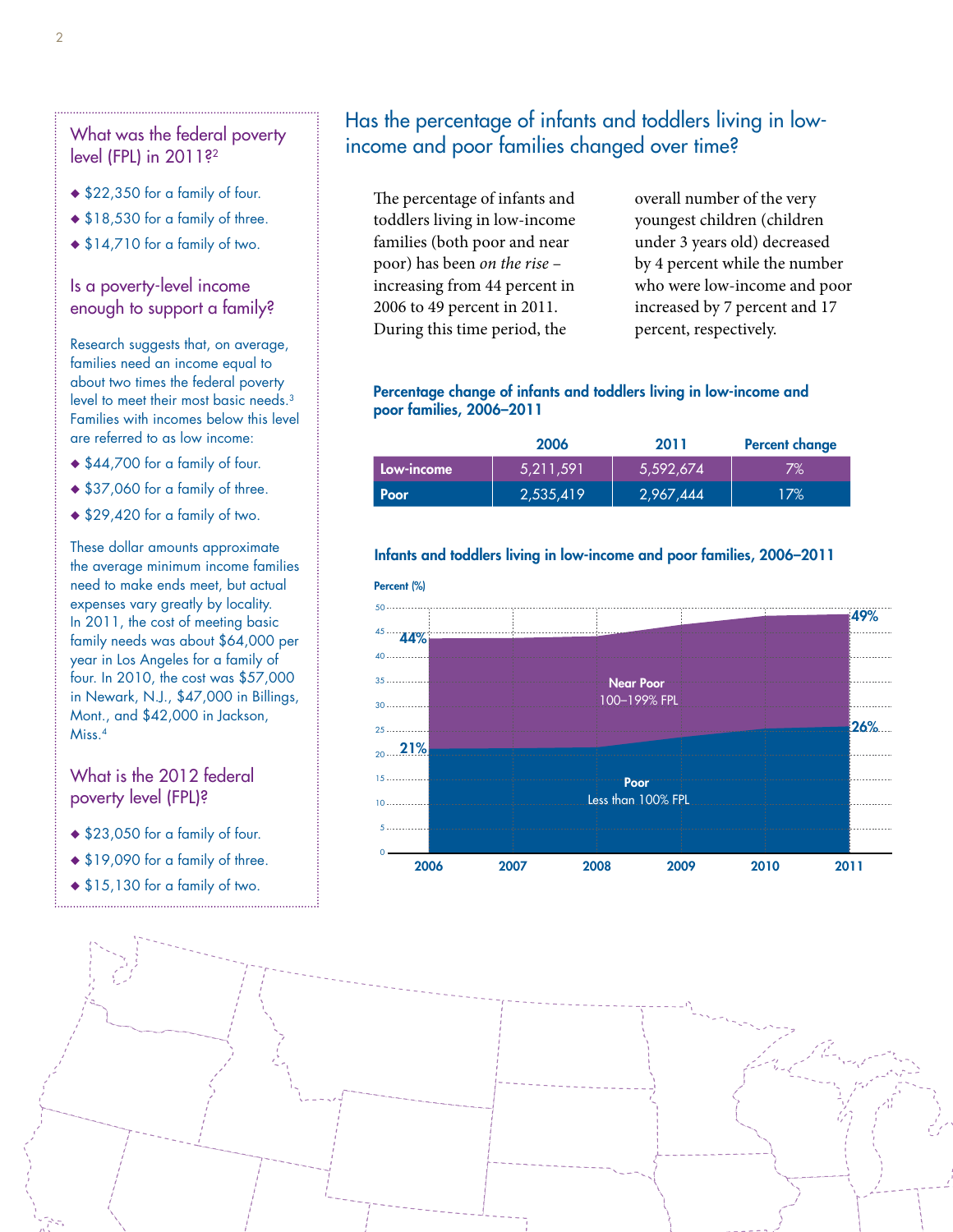## What was the federal poverty level (FPL) in 2011?[2]

- $22,350 for a family of four.
- $18,530 for a family of three.
- $14,710 for a family of two.

## Is a poverty-level income enough to support a family?

Research suggests that, on average, families need an income equal to about two times the federal poverty level to meet their most basic needs.[3] Families with incomes below this level are referred to as low income:

- $44,700 for a family of four.
- $37,060 for a family of three.
- $29,420 for a family of two.

These dollar amounts approximate the average minimum income families need to make ends meet, but actual expenses vary greatly by locality. In 2011, the cost of meeting basic family needs was about $64,000 per year in Los Angeles for a family of four. In 2010, the cost was $57,000 in Newark, N.J., $47,000 in Billings, Mont., and $42,000 in Jackson, Miss.[4]

## What is the 2012 federal poverty level (FPL)?

- $23,050 for a family of four.
- $19,090 for a family of three.
- $15,130 for a family of two.

# Has the percentage of infants and toddlers living in low-income and poor families changed over time?

The percentage of infants and toddlers living in low-income families (both poor and near poor) has been *on the rise* – increasing from 44 percent in 2006 to 49 percent in 2011. During this time period, the overall number of the very youngest children (children under 3 years old) decreased by 4 percent while the number who were low-income and poor increased by 7 percent and 17 percent, respectively.

**Percentage change of infants and toddlers living in low-income and poor families, 2006–2011**

| | 2006 | 2011 | Percent change |
|---|---|---|---|
| Low-income | 5,211,591 | 5,592,674 | 7% |
| Poor | 2,535,419 | 2,967,444 | 17% |

**Infants and toddlers living in low-income and poor families, 2006–2011**

| Year | Poor (Less than 100% FPL) | Low-income (Poor + Near Poor, 100–199% FPL) |
|---|---|---|
| 2006 | 21% | 44% |
| 2011 | 26% | 49% |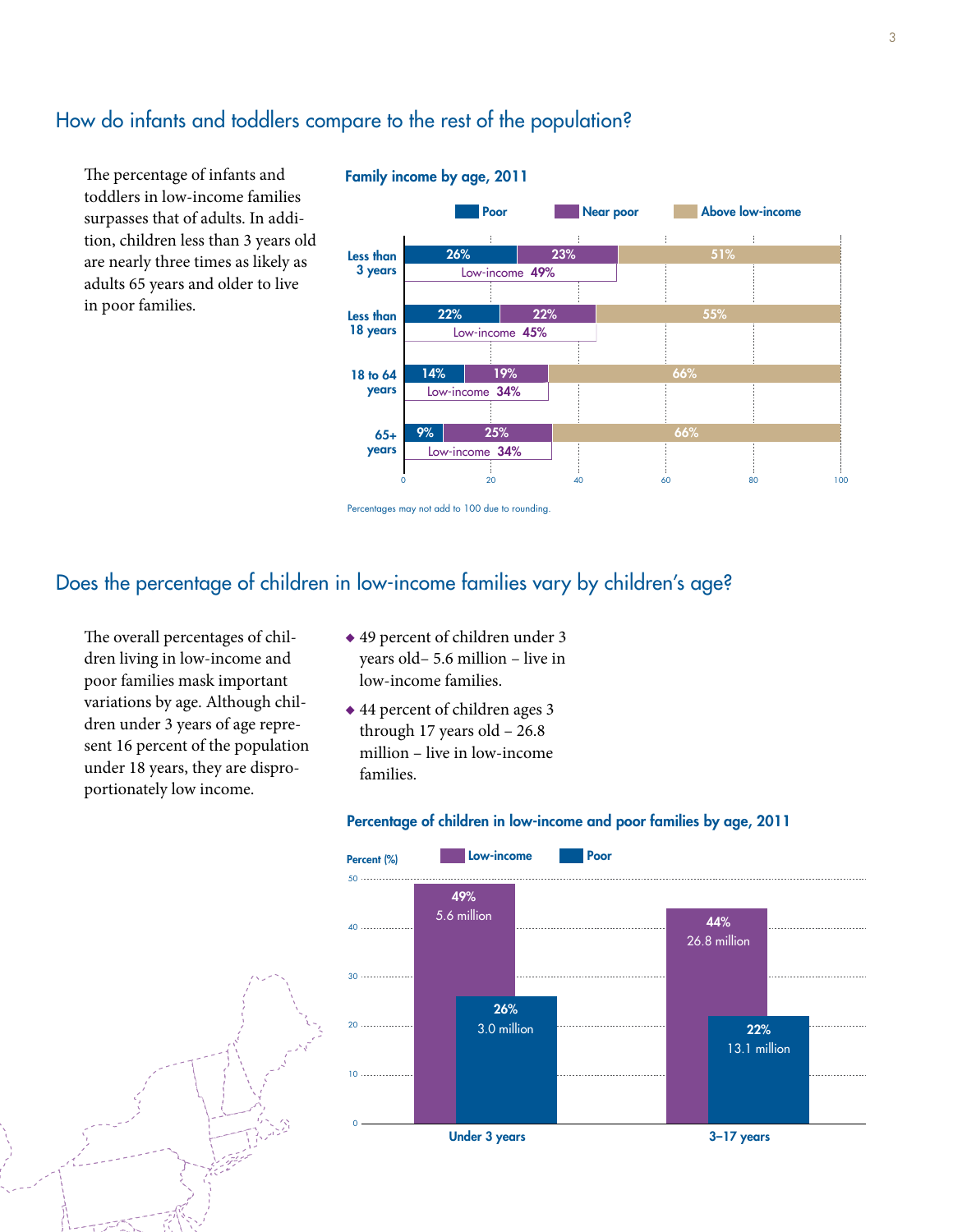## How do infants and toddlers compare to the rest of the population?

The percentage of infants and toddlers in low-income families surpasses that of adults. In addition, children less than 3 years old are nearly three times as likely as adults 65 years and older to live in poor families.

**Family income by age, 2011**

| Age | Poor | Near poor | Above low-income | Low-income |
|---|---|---|---|---|
| Less than 3 years | 26% | 23% | 51% | 49% |
| Less than 18 years | 22% | 22% | 55% | 45% |
| 18 to 64 years | 14% | 19% | 66% | 34% |
| 65+ years | 9% | 25% | 66% | 34% |

Percentages may not add to 100 due to rounding.

## Does the percentage of children in low-income families vary by children's age?

The overall percentages of children living in low-income and poor families mask important variations by age. Although children under 3 years of age represent 16 percent of the population under 18 years, they are disproportionately low income.

- 49 percent of children under 3 years old– 5.6 million – live in low-income families.
- 44 percent of children ages 3 through 17 years old – 26.8 million – live in low-income families.

**Percentage of children in low-income and poor families by age, 2011**

| Age | Low-income | Poor |
|---|---|---|
| Under 3 years | 49% (5.6 million) | 26% (3.0 million) |
| 3–17 years | 44% (26.8 million) | 22% (13.1 million) |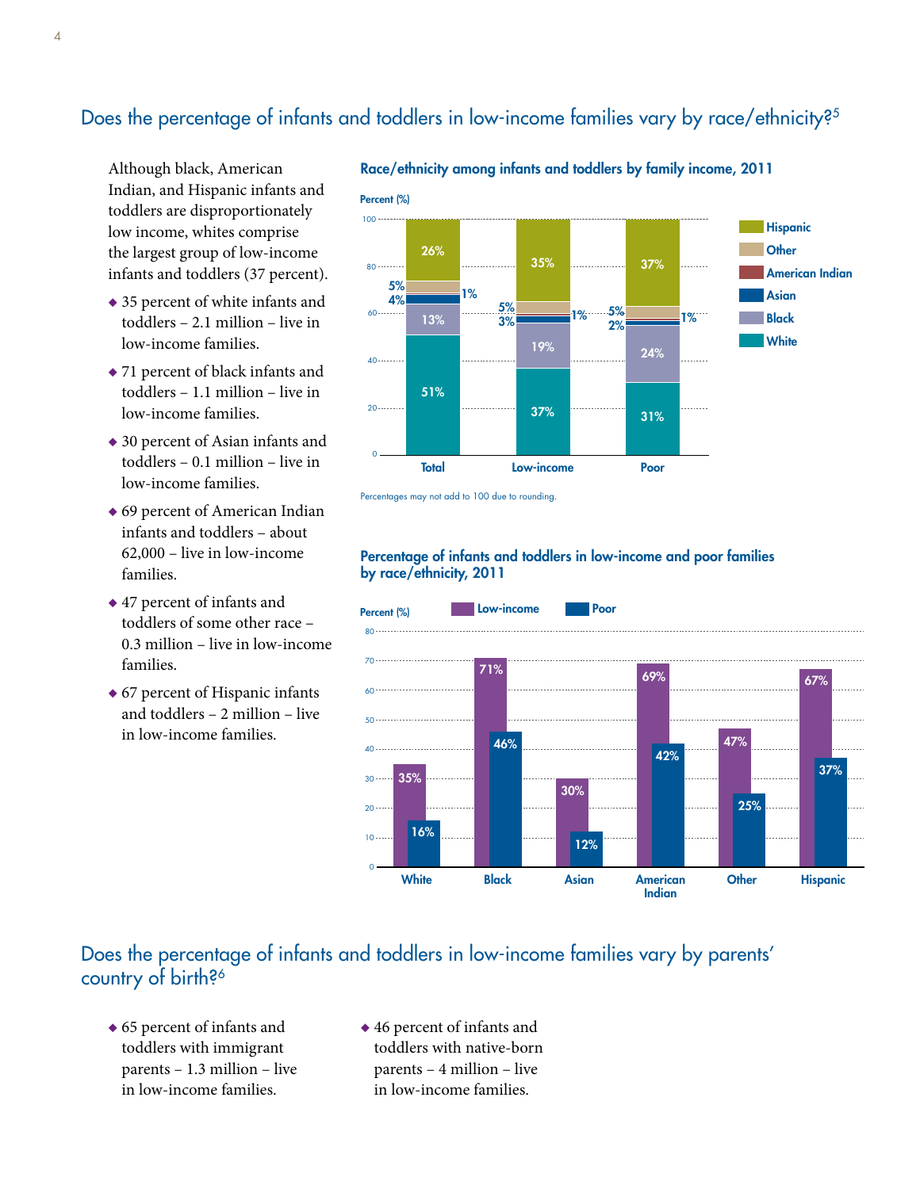## Does the percentage of infants and toddlers in low-income families vary by race/ethnicity?[5]

Although black, American Indian, and Hispanic infants and toddlers are disproportionately low income, whites comprise the largest group of low-income infants and toddlers (37 percent).

- 35 percent of white infants and toddlers – 2.1 million – live in low-income families.
- 71 percent of black infants and toddlers – 1.1 million – live in low-income families.
- 30 percent of Asian infants and toddlers – 0.1 million – live in low-income families.
- 69 percent of American Indian infants and toddlers – about 62,000 – live in low-income families.
- 47 percent of infants and toddlers of some other race – 0.3 million – live in low-income families.
- 67 percent of Hispanic infants and toddlers – 2 million – live in low-income families.

**Race/ethnicity among infants and toddlers by family income, 2011**

| Race/ethnicity | Total | Low-income | Poor |
|---|---|---|---|
| Hispanic | 26% | 35% | 37% |
| Other | 5% | 5% | 5% |
| American Indian | 1% | 1% | 1% |
| Asian | 4% | 3% | 2% |
| Black | 13% | 19% | 24% |
| White | 51% | 37% | 31% |

Percentages may not add to 100 due to rounding.

**Percentage of infants and toddlers in low-income and poor families by race/ethnicity, 2011**

| Race/ethnicity | Low-income | Poor |
|---|---|---|
| White | 35% | 16% |
| Black | 71% | 46% |
| Asian | 30% | 12% |
| American Indian | 69% | 42% |
| Other | 47% | 25% |
| Hispanic | 67% | 37% |

## Does the percentage of infants and toddlers in low-income families vary by parents' country of birth?[6]

- 65 percent of infants and toddlers with immigrant parents – 1.3 million – live in low-income families.
- 46 percent of infants and toddlers with native-born parents – 4 million – live in low-income families.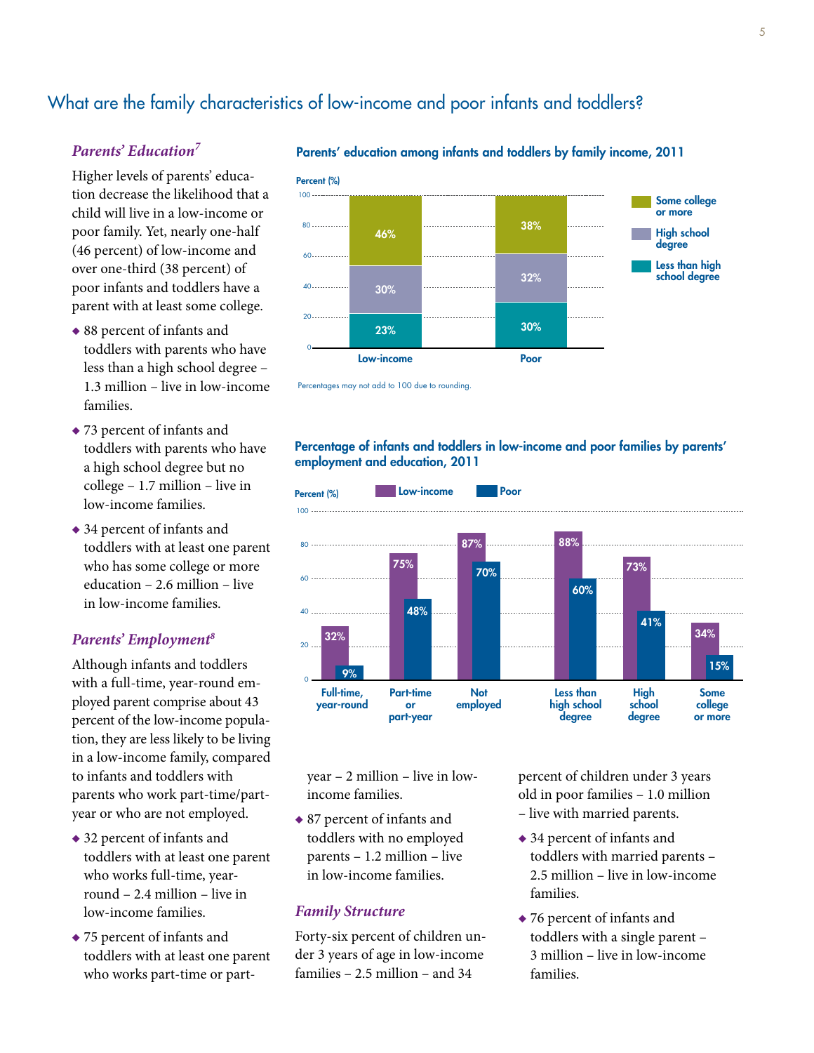## What are the family characteristics of low-income and poor infants and toddlers?

### *Parents' Education*[7]

Higher levels of parents' education decrease the likelihood that a child will live in a low-income or poor family. Yet, nearly one-half (46 percent) of low-income and over one-third (38 percent) of poor infants and toddlers have a parent with at least some college.

- 88 percent of infants and toddlers with parents who have less than a high school degree – 1.3 million – live in low-income families.
- 73 percent of infants and toddlers with parents who have a high school degree but no college – 1.7 million – live in low-income families.
- 34 percent of infants and toddlers with at least one parent who has some college or more education – 2.6 million – live in low-income families.

**Parents' education among infants and toddlers by family income, 2011**

| Parents' education | Low-income | Poor |
|---|---|---|
| Some college or more | 46% | 38% |
| High school degree | 30% | 32% |
| Less than high school degree | 23% | 30% |

Percentages may not add to 100 due to rounding.

**Percentage of infants and toddlers in low-income and poor families by parents' employment and education, 2011**

| | Low-income | Poor |
|---|---|---|
| Full-time, year-round | 32% | 9% |
| Part-time or part-year | 75% | 48% |
| Not employed | 87% | 70% |
| Less than high school degree | 88% | 60% |
| High school degree | 73% | 41% |
| Some college or more | 34% | 15% |

### *Parents' Employment*[8]

Although infants and toddlers with a full-time, year-round employed parent comprise about 43 percent of the low-income population, they are less likely to be living in a low-income family, compared to infants and toddlers with parents who work part-time/part-year or who are not employed.

- 32 percent of infants and toddlers with at least one parent who works full-time, year-round – 2.4 million – live in low-income families.
- 75 percent of infants and toddlers with at least one parent who works part-time or part-year – 2 million – live in low-income families.
- 87 percent of infants and toddlers with no employed parents – 1.2 million – live in low-income families.

### *Family Structure*

Forty-six percent of children under 3 years of age in low-income families – 2.5 million – and 34 percent of children under 3 years old in poor families – 1.0 million – live with married parents.

- 34 percent of infants and toddlers with married parents – 2.5 million – live in low-income families.
- 76 percent of infants and toddlers with a single parent – 3 million – live in low-income families.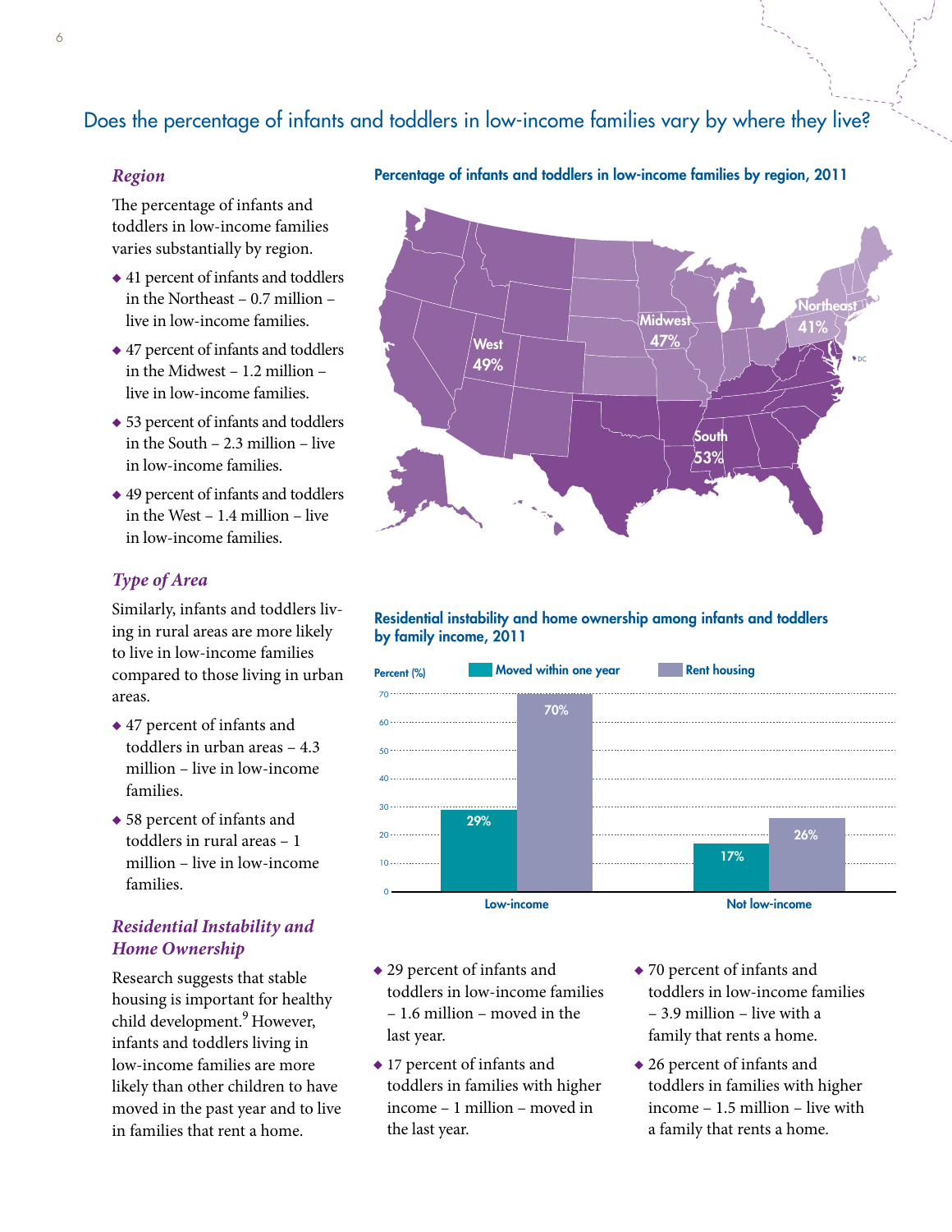## Does the percentage of infants and toddlers in low-income families vary by where they live?

### *Region*

The percentage of infants and toddlers in low-income families varies substantially by region.

- 41 percent of infants and toddlers in the Northeast – 0.7 million – live in low-income families.
- 47 percent of infants and toddlers in the Midwest – 1.2 million – live in low-income families.
- 53 percent of infants and toddlers in the South – 2.3 million – live in low-income families.
- 49 percent of infants and toddlers in the West – 1.4 million – live in low-income families.

**Percentage of infants and toddlers in low-income families by region, 2011**

| Region | Percent |
|---|---|
| West | 49% |
| Midwest | 47% |
| Northeast | 41% |
| South | 53% |

### *Type of Area*

Similarly, infants and toddlers living in rural areas are more likely to live in low-income families compared to those living in urban areas.

- 47 percent of infants and toddlers in urban areas – 4.3 million – live in low-income families.
- 58 percent of infants and toddlers in rural areas – 1 million – live in low-income families.

### *Residential Instability and Home Ownership*

Research suggests that stable housing is important for healthy child development.[9] However, infants and toddlers living in low-income families are more likely than other children to have moved in the past year and to live in families that rent a home.

**Residential instability and home ownership among infants and toddlers by family income, 2011**

| | Moved within one year | Rent housing |
|---|---|---|
| Low-income | 29% | 70% |
| Not low-income | 17% | 26% |

- 29 percent of infants and toddlers in low-income families – 1.6 million – moved in the last year.
- 17 percent of infants and toddlers in families with higher income – 1 million – moved in the last year.
- 70 percent of infants and toddlers in low-income families – 3.9 million – live with a family that rents a home.
- 26 percent of infants and toddlers in families with higher income – 1.5 million – live with a family that rents a home.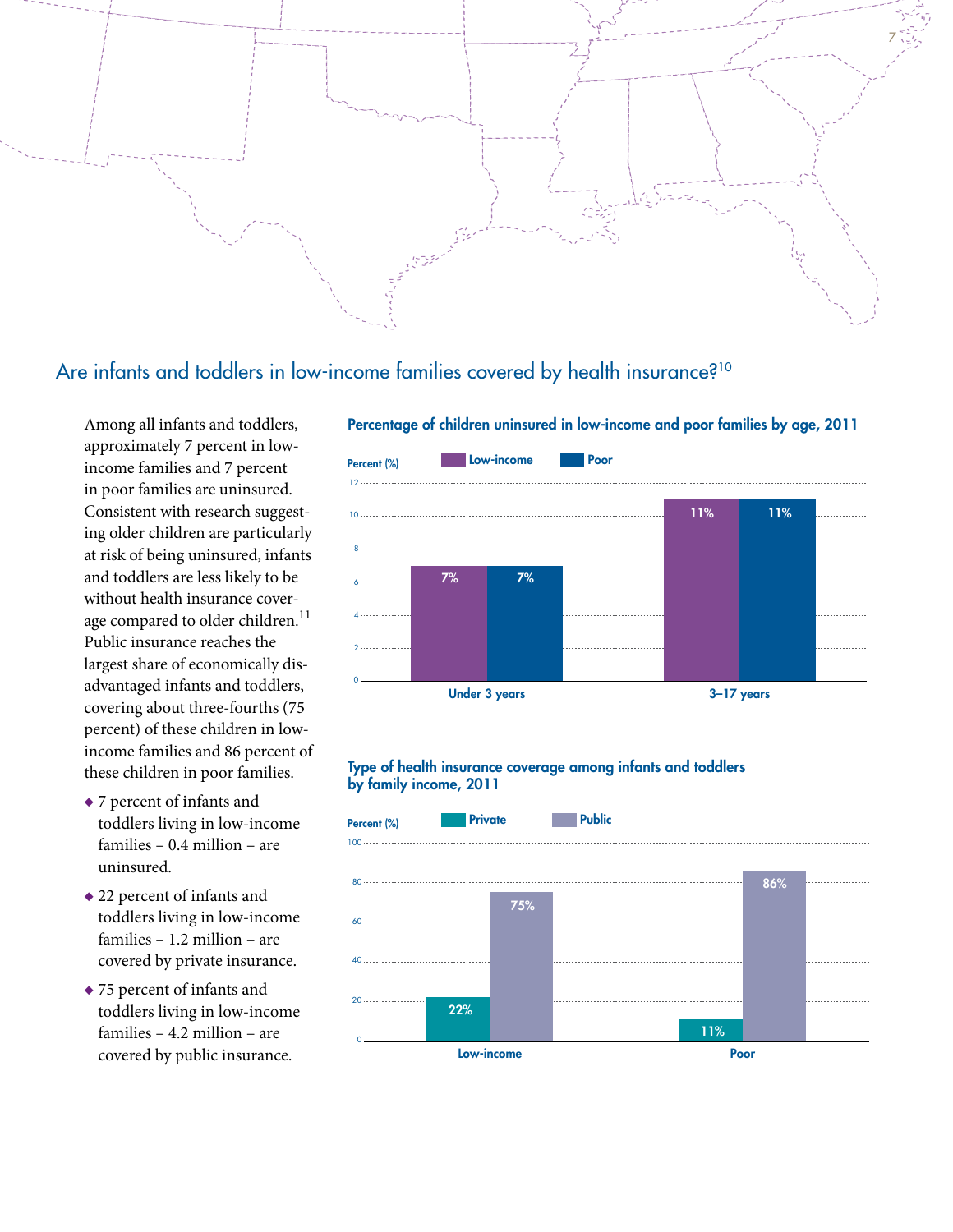## Are infants and toddlers in low-income families covered by health insurance?[10]

Among all infants and toddlers, approximately 7 percent in low-income families and 7 percent in poor families are uninsured. Consistent with research suggesting older children are particularly at risk of being uninsured, infants and toddlers are less likely to be without health insurance coverage compared to older children.[11] Public insurance reaches the largest share of economically disadvantaged infants and toddlers, covering about three-fourths (75 percent) of these children in low-income families and 86 percent of these children in poor families.

- 7 percent of infants and toddlers living in low-income families – 0.4 million – are uninsured.
- 22 percent of infants and toddlers living in low-income families – 1.2 million – are covered by private insurance.
- 75 percent of infants and toddlers living in low-income families – 4.2 million – are covered by public insurance.

**Percentage of children uninsured in low-income and poor families by age, 2011**

| Percent (%) | Low-income | Poor |
|---|---|---|
| Under 3 years | 7% | 7% |
| 3–17 years | 11% | 11% |

**Type of health insurance coverage among infants and toddlers by family income, 2011**

| Percent (%) | Private | Public |
|---|---|---|
| Low-income | 22% | 75% |
| Poor | 11% | 86% |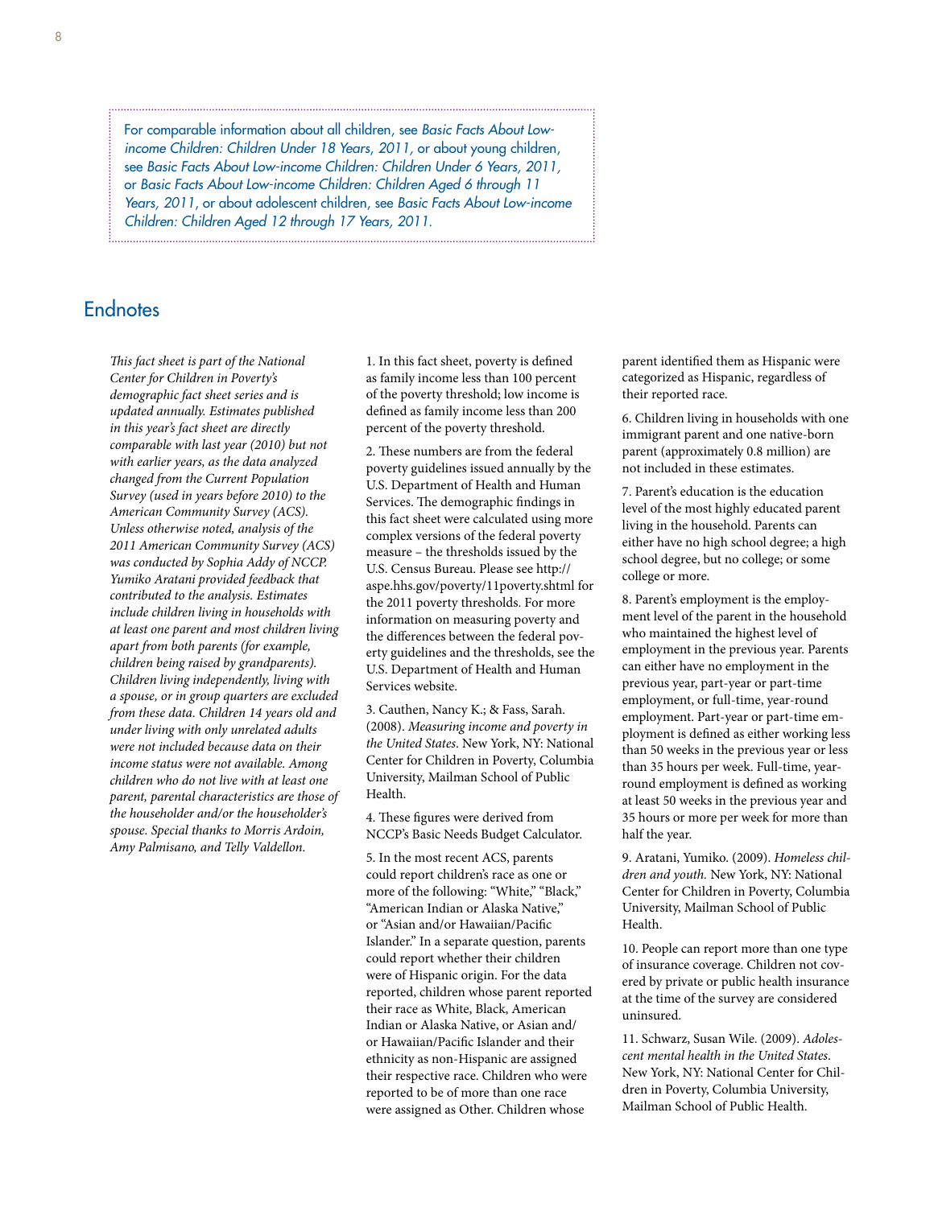For comparable information about all children, see *Basic Facts About Low-income Children: Children Under 18 Years, 2011,* or about young children, see *Basic Facts About Low-income Children: Children Under 6 Years, 2011,* or *Basic Facts About Low-income Children: Children Aged 6 through 11 Years, 2011*, or about adolescent children, see *Basic Facts About Low-income Children: Children Aged 12 through 17 Years, 2011.*

## Endnotes

*This fact sheet is part of the National Center for Children in Poverty's demographic fact sheet series and is updated annually. Estimates published in this year's fact sheet are directly comparable with last year (2010) but not with earlier years, as the data analyzed changed from the Current Population Survey (used in years before 2010) to the American Community Survey (ACS). Unless otherwise noted, analysis of the 2011 American Community Survey (ACS) was conducted by Sophia Addy of NCCP. Yumiko Aratani provided feedback that contributed to the analysis. Estimates include children living in households with at least one parent and most children living apart from both parents (for example, children being raised by grandparents). Children living independently, living with a spouse, or in group quarters are excluded from these data. Children 14 years old and under living with only unrelated adults were not included because data on their income status were not available. Among children who do not live with at least one parent, parental characteristics are those of the householder and/or the householder's spouse. Special thanks to Morris Ardoin, Amy Palmisano, and Telly Valdellon.*

1. In this fact sheet, poverty is defined as family income less than 100 percent of the poverty threshold; low income is defined as family income less than 200 percent of the poverty threshold.

2. These numbers are from the federal poverty guidelines issued annually by the U.S. Department of Health and Human Services. The demographic findings in this fact sheet were calculated using more complex versions of the federal poverty measure – the thresholds issued by the U.S. Census Bureau. Please see http://aspe.hhs.gov/poverty/11poverty.shtml for the 2011 poverty thresholds. For more information on measuring poverty and the differences between the federal poverty guidelines and the thresholds, see the U.S. Department of Health and Human Services website.

3. Cauthen, Nancy K.; & Fass, Sarah. (2008). *Measuring income and poverty in the United States*. New York, NY: National Center for Children in Poverty, Columbia University, Mailman School of Public Health.

4. These figures were derived from NCCP's Basic Needs Budget Calculator.

5. In the most recent ACS, parents could report children's race as one or more of the following: "White," "Black," "American Indian or Alaska Native," or "Asian and/or Hawaiian/Pacific Islander." In a separate question, parents could report whether their children were of Hispanic origin. For the data reported, children whose parent reported their race as White, Black, American Indian or Alaska Native, or Asian and/or Hawaiian/Pacific Islander and their ethnicity as non-Hispanic are assigned their respective race. Children who were reported to be of more than one race were assigned as Other. Children whose parent identified them as Hispanic were categorized as Hispanic, regardless of their reported race.

6. Children living in households with one immigrant parent and one native-born parent (approximately 0.8 million) are not included in these estimates.

7. Parent's education is the education level of the most highly educated parent living in the household. Parents can either have no high school degree; a high school degree, but no college; or some college or more.

8. Parent's employment is the employment level of the parent in the household who maintained the highest level of employment in the previous year. Parents can either have no employment in the previous year, part-year or part-time employment, or full-time, year-round employment. Part-year or part-time employment is defined as either working less than 50 weeks in the previous year or less than 35 hours per week. Full-time, year-round employment is defined as working at least 50 weeks in the previous year and 35 hours or more per week for more than half the year.

9. Aratani, Yumiko. (2009). *Homeless children and youth.* New York, NY: National Center for Children in Poverty, Columbia University, Mailman School of Public Health.

10. People can report more than one type of insurance coverage. Children not covered by private or public health insurance at the time of the survey are considered uninsured.

11. Schwarz, Susan Wile. (2009). *Adolescent mental health in the United States.* New York, NY: National Center for Children in Poverty, Columbia University, Mailman School of Public Health.